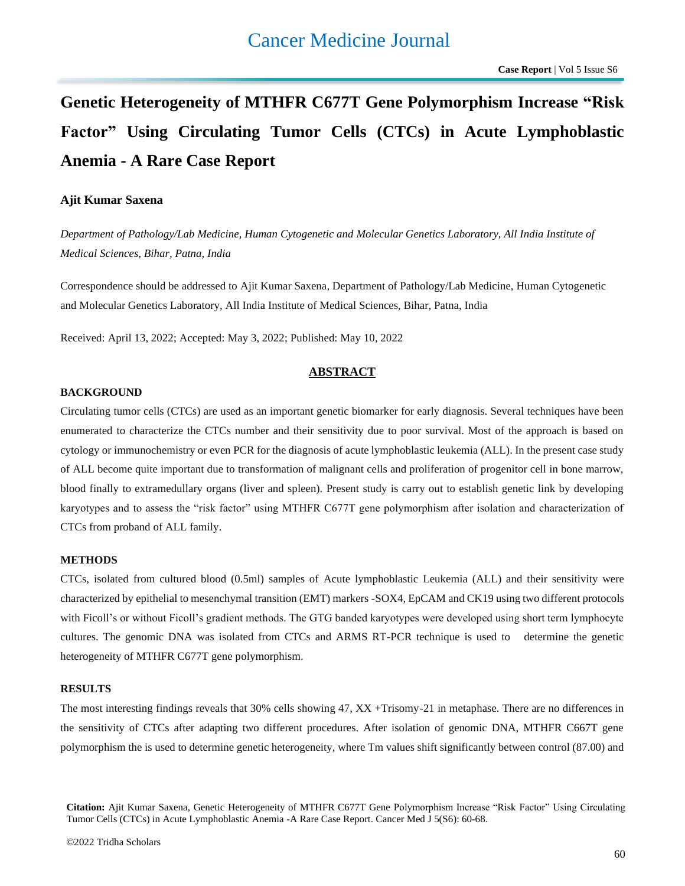# Genetic Heterogeneity of MTHFR C677T Gene Polymorphism Increase "Risk Factor" Using Circulating Tumor Cells (CTCs) in Acute Lymphoblastic Anemia - A Rare Case Report

**Ajit Kumar Saxena**

*Department of Pathology/Lab Medicine, Human Cytogenetic and Molecular Genetics Laboratory, All India Institute of Medical Sciences, Bihar, Patna, India*

Correspondence should be addressed to Ajit Kumar Saxena, Department of Pathology/Lab Medicine, Human Cytogenetic and Molecular Genetics Laboratory, All India Institute of Medical Sciences, Bihar, Patna, India

Received: April 13, 2022; Accepted: May 3, 2022; Published: May 10, 2022

## ABSTRACT

### BACKGROUND

Circulating tumor cells (CTCs) are used as an important genetic biomarker for early diagnosis. Several techniques have been enumerated to characterize the CTCs number and their sensitivity due to poor survival. Most of the approach is based on cytology or immunochemistry or even PCR for the diagnosis of acute lymphoblastic leukemia (ALL). In the present case study of ALL become quite important due to transformation of malignant cells and proliferation of progenitor cell in bone marrow, blood finally to extramedullary organs (liver and spleen). Present study is carry out to establish genetic link by developing karyotypes and to assess the "risk factor" using MTHFR C677T gene polymorphism after isolation and characterization of CTCs from proband of ALL family.

### METHODS

CTCs, isolated from cultured blood (0.5ml) samples of Acute lymphoblastic Leukemia (ALL) and their sensitivity were characterized by epithelial to mesenchymal transition (EMT) markers -SOX4, EpCAM and CK19 using two different protocols with Ficoll's or without Ficoll's gradient methods. The GTG banded karyotypes were developed using short term lymphocyte cultures. The genomic DNA was isolated from CTCs and ARMS RT-PCR technique is used to determine the genetic heterogeneity of MTHFR C677T gene polymorphism.

### RESULTS

The most interesting findings reveals that 30% cells showing 47, XX +Trisomy-21 in metaphase. There are no differences in the sensitivity of CTCs after adapting two different procedures. After isolation of genomic DNA, MTHFR C667T gene polymorphism the is used to determine genetic heterogeneity, where Tm values shift significantly between control (87.00) and

**Citation:** Ajit Kumar Saxena, Genetic Heterogeneity of MTHFR C677T Gene Polymorphism Increase "Risk Factor" Using Circulating Tumor Cells (CTCs) in Acute Lymphoblastic Anemia -A Rare Case Report. Cancer Med J 5(S6): 60-68.

©2022 Tridha Scholars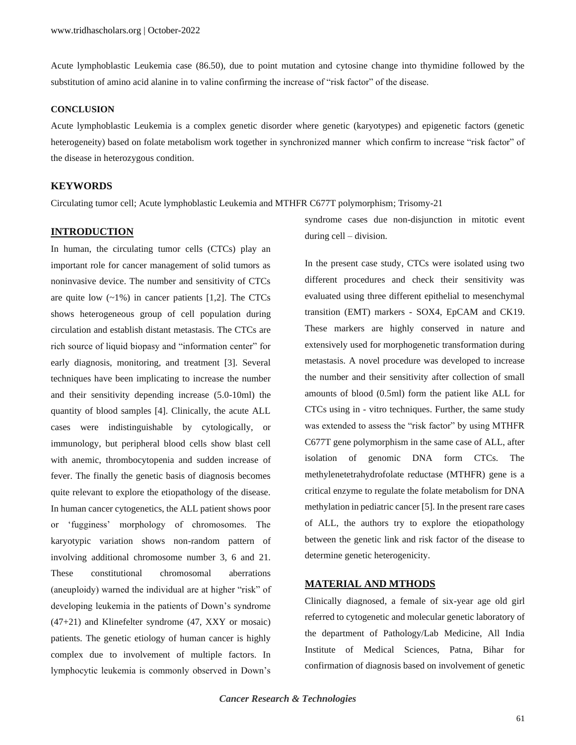Acute lymphoblastic Leukemia case (86.50), due to point mutation and cytosine change into thymidine followed by the substitution of amino acid alanine in to valine confirming the increase of "risk factor" of the disease.

**CONCLUSION**

Acute lymphoblastic Leukemia is a complex genetic disorder where genetic (karyotypes) and epigenetic factors (genetic heterogeneity) based on folate metabolism work together in synchronized manner which confirm to increase "risk factor" of the disease in heterozygous condition.

## KEYWORDS

Circulating tumor cell; Acute lymphoblastic Leukemia and MTHFR C677T polymorphism; Trisomy-21

## INTRODUCTION

In human, the circulating tumor cells (CTCs) play an important role for cancer management of solid tumors as noninvasive device. The number and sensitivity of CTCs are quite low (~1%) in cancer patients [1,2]. The CTCs shows heterogeneous group of cell population during circulation and establish distant metastasis. The CTCs are rich source of liquid biopasy and "information center" for early diagnosis, monitoring, and treatment [3]. Several techniques have been implicating to increase the number and their sensitivity depending increase (5.0-10ml) the quantity of blood samples [4]. Clinically, the acute ALL cases were indistinguishable by cytologically, or immunology, but peripheral blood cells show blast cell with anemic, thrombocytopenia and sudden increase of fever. The finally the genetic basis of diagnosis becomes quite relevant to explore the etiopathology of the disease. In human cancer cytogenetics, the ALL patient shows poor or 'fugginess' morphology of chromosomes. The karyotypic variation shows non-random pattern of involving additional chromosome number 3, 6 and 21. These constitutional chromosomal aberrations (aneuploidy) warned the individual are at higher "risk" of developing leukemia in the patients of Down's syndrome (47+21) and Klinefelter syndrome (47, XXY or mosaic) patients. The genetic etiology of human cancer is highly complex due to involvement of multiple factors. In lymphocytic leukemia is commonly observed in Down's syndrome cases due non-disjunction in mitotic event during cell – division.

In the present case study, CTCs were isolated using two different procedures and check their sensitivity was evaluated using three different epithelial to mesenchymal transition (EMT) markers - SOX4, EpCAM and CK19. These markers are highly conserved in nature and extensively used for morphogenetic transformation during metastasis. A novel procedure was developed to increase the number and their sensitivity after collection of small amounts of blood (0.5ml) form the patient like ALL for CTCs using in - vitro techniques. Further, the same study was extended to assess the "risk factor" by using MTHFR C677T gene polymorphism in the same case of ALL, after isolation of genomic DNA form CTCs. The methylenetetrahydrofolate reductase (MTHFR) gene is a critical enzyme to regulate the folate metabolism for DNA methylation in pediatric cancer [5]. In the present rare cases of ALL, the authors try to explore the etiopathology between the genetic link and risk factor of the disease to determine genetic heterogenicity.

## MATERIAL AND MTHODS

Clinically diagnosed, a female of six-year age old girl referred to cytogenetic and molecular genetic laboratory of the department of Pathology/Lab Medicine, All India Institute of Medical Sciences, Patna, Bihar for confirmation of diagnosis based on involvement of genetic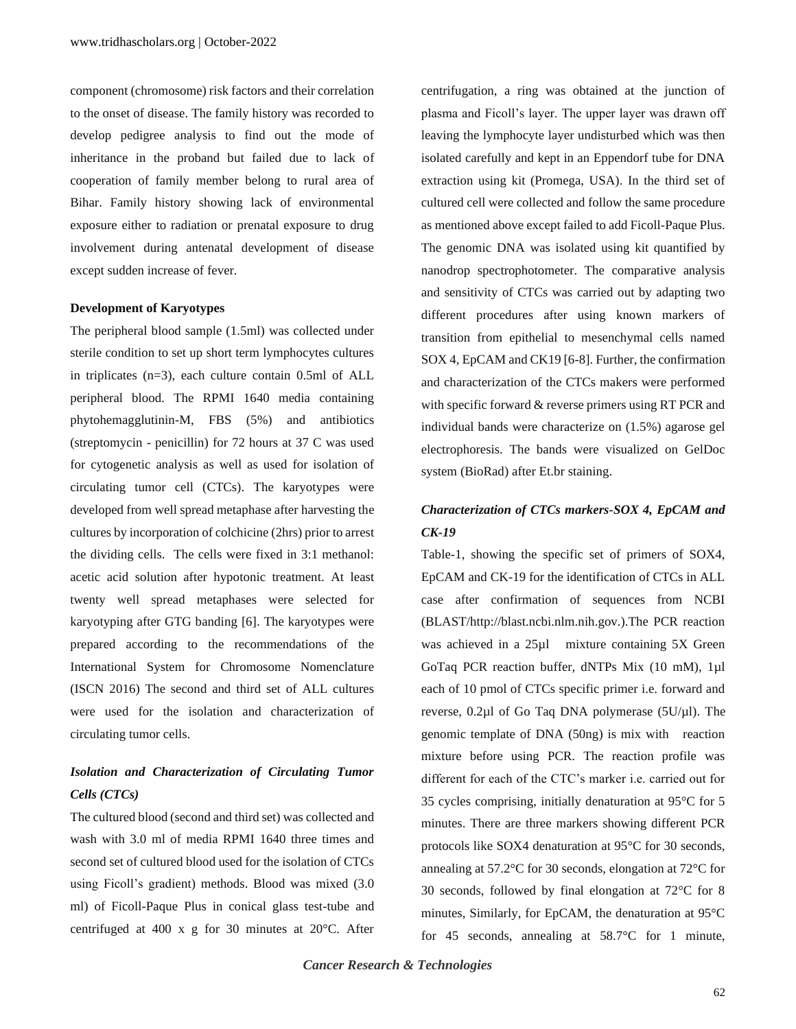component (chromosome) risk factors and their correlation to the onset of disease. The family history was recorded to develop pedigree analysis to find out the mode of inheritance in the proband but failed due to lack of cooperation of family member belong to rural area of Bihar. Family history showing lack of environmental exposure either to radiation or prenatal exposure to drug involvement during antenatal development of disease except sudden increase of fever.

**Development of Karyotypes**

The peripheral blood sample (1.5ml) was collected under sterile condition to set up short term lymphocytes cultures in triplicates (n=3), each culture contain 0.5ml of ALL peripheral blood. The RPMI 1640 media containing phytohemagglutinin-M, FBS (5%) and antibiotics (streptomycin - penicillin) for 72 hours at 37 C was used for cytogenetic analysis as well as used for isolation of circulating tumor cell (CTCs). The karyotypes were developed from well spread metaphase after harvesting the cultures by incorporation of colchicine (2hrs) prior to arrest the dividing cells. The cells were fixed in 3:1 methanol: acetic acid solution after hypotonic treatment. At least twenty well spread metaphases were selected for karyotyping after GTG banding [6]. The karyotypes were prepared according to the recommendations of the International System for Chromosome Nomenclature (ISCN 2016) The second and third set of ALL cultures were used for the isolation and characterization of circulating tumor cells.

***Isolation and Characterization of Circulating Tumor Cells (CTCs)***

The cultured blood (second and third set) was collected and wash with 3.0 ml of media RPMI 1640 three times and second set of cultured blood used for the isolation of CTCs using Ficoll's gradient) methods. Blood was mixed (3.0 ml) of Ficoll-Paque Plus in conical glass test-tube and centrifuged at 400 x g for 30 minutes at 20°C. After centrifugation, a ring was obtained at the junction of plasma and Ficoll's layer. The upper layer was drawn off leaving the lymphocyte layer undisturbed which was then isolated carefully and kept in an Eppendorf tube for DNA extraction using kit (Promega, USA). In the third set of cultured cell were collected and follow the same procedure as mentioned above except failed to add Ficoll-Paque Plus. The genomic DNA was isolated using kit quantified by nanodrop spectrophotometer. The comparative analysis and sensitivity of CTCs was carried out by adapting two different procedures after using known markers of transition from epithelial to mesenchymal cells named SOX 4, EpCAM and CK19 [6-8]. Further, the confirmation and characterization of the CTCs makers were performed with specific forward & reverse primers using RT PCR and individual bands were characterize on (1.5%) agarose gel electrophoresis. The bands were visualized on GelDoc system (BioRad) after Et.br staining.

***Characterization of CTCs markers-SOX 4, EpCAM and CK-19***

Table-1, showing the specific set of primers of SOX4, EpCAM and CK-19 for the identification of CTCs in ALL case after confirmation of sequences from NCBI (BLAST/http://blast.ncbi.nlm.nih.gov.).The PCR reaction was achieved in a 25µl mixture containing 5X Green GoTaq PCR reaction buffer, dNTPs Mix (10 mM), 1µl each of 10 pmol of CTCs specific primer i.e. forward and reverse, 0.2µl of Go Taq DNA polymerase (5U/µl). The genomic template of DNA (50ng) is mix with reaction mixture before using PCR. The reaction profile was different for each of the CTC's marker i.e. carried out for 35 cycles comprising, initially denaturation at 95°C for 5 minutes. There are three markers showing different PCR protocols like SOX4 denaturation at 95°C for 30 seconds, annealing at 57.2°C for 30 seconds, elongation at 72°C for 30 seconds, followed by final elongation at 72°C for 8 minutes, Similarly, for EpCAM, the denaturation at 95°C for 45 seconds, annealing at 58.7°C for 1 minute,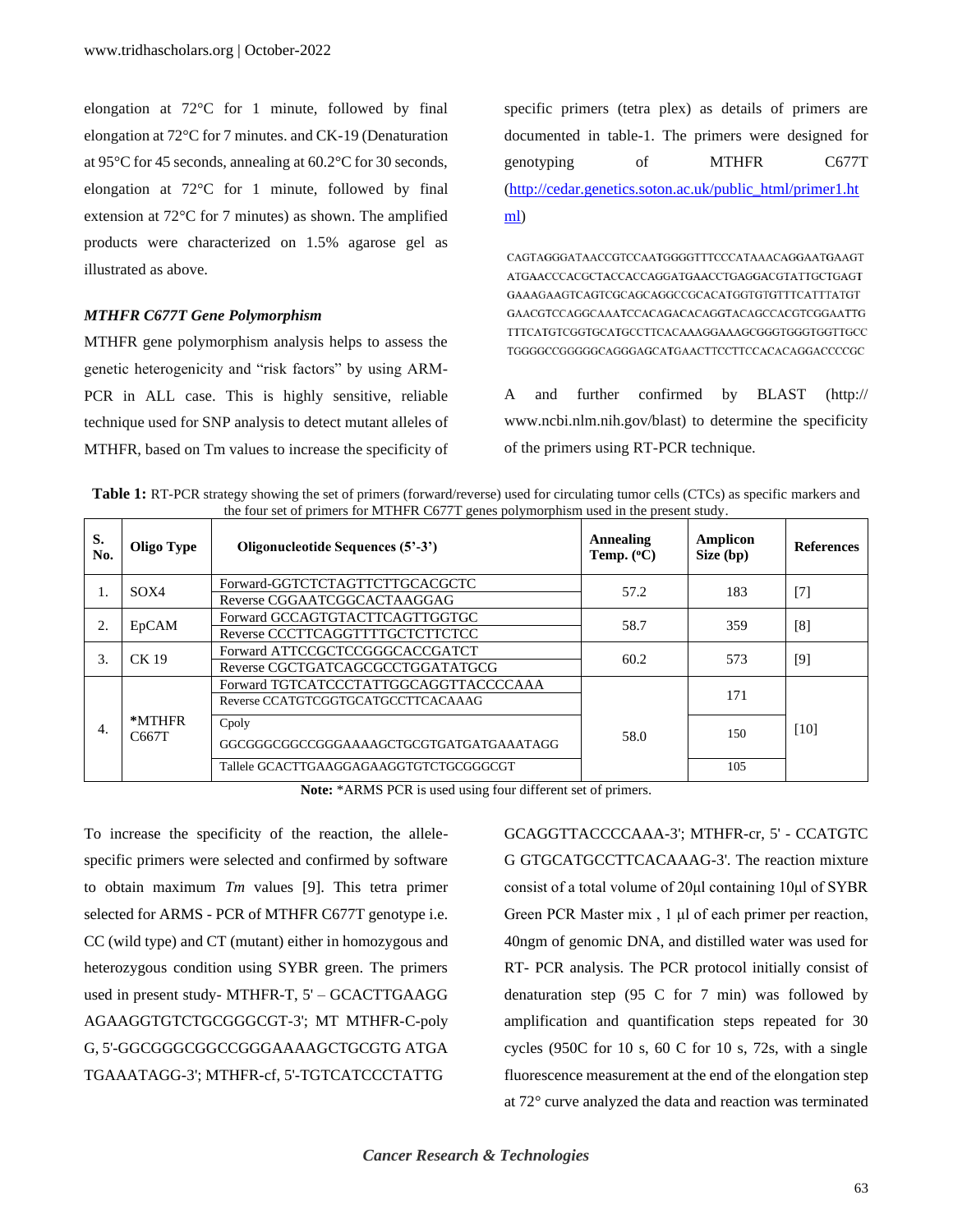elongation at 72°C for 1 minute, followed by final elongation at 72°C for 7 minutes. and CK-19 (Denaturation at 95°C for 45 seconds, annealing at 60.2°C for 30 seconds, elongation at 72°C for 1 minute, followed by final extension at 72°C for 7 minutes) as shown. The amplified products were characterized on 1.5% agarose gel as illustrated as above.

### *MTHFR C677T Gene Polymorphism*

MTHFR gene polymorphism analysis helps to assess the genetic heterogenicity and "risk factors" by using ARM-PCR in ALL case. This is highly sensitive, reliable technique used for SNP analysis to detect mutant alleles of MTHFR, based on Tm values to increase the specificity of specific primers (tetra plex) as details of primers are documented in table-1. The primers were designed for genotyping of MTHFR C677T (http://cedar.genetics.soton.ac.uk/public_html/primer1.html)

CAGTAGGGATAACCGTCCAATGGGGTTTCCCATAAACAGGAATGAAGT
ATGAACCCACGCTACCACCAGGATGAACCTGAGGACGTATTGCTGAGT
GAAAGAAGTCAGTCGCAGCAGGCCGCACATGGTGTGTTTCATTTATGT
GAACGTCCAGGCAAATCCACAGACACAGGTACAGCCACGTCGGAATTG
TTTCATGTCGGTGCATGCCTTCACAAAGGAAAGCGGGTGGGTGGTTGCC
TGGGGCCGGGGGCAGGGAGCATGAACTTCCTTCCACACAGGACCCCGC

A and further confirmed by BLAST (http://www.ncbi.nlm.nih.gov/blast) to determine the specificity of the primers using RT-PCR technique.

**Table 1:** RT-PCR strategy showing the set of primers (forward/reverse) used for circulating tumor cells (CTCs) as specific markers and the four set of primers for MTHFR C677T genes polymorphism used in the present study.

| S. No. | Oligo Type | Oligonucleotide Sequences (5'-3') | Annealing Temp. (°C) | Amplicon Size (bp) | References |
|---|---|---|---|---|---|
| 1. | SOX4 | Forward-GGTCTCTAGTTCTTGCACGCTC | 57.2 | 183 | [7] |
| | | Reverse CGGAATCGGCACTAAGGAG | | | |
| 2. | EpCAM | Forward GCCAGTGTACTTCAGTTGGTGC | 58.7 | 359 | [8] |
| | | Reverse CCCTTCAGGTTTTGCTCTTCTCC | | | |
| 3. | CK 19 | Forward ATTCCGCTCCGGGCACCGATCT | 60.2 | 573 | [9] |
| | | Reverse CGCTGATCAGCGCCTGGATATGCG | | | |
| 4. | *MTHFR C667T | Forward TGTCATCCCTATTGGCAGGTTACCCCAAA | 58.0 | 171 | [10] |
| | | Reverse CCATGTCGGTGCATGCCTTCACAAAG | | | |
| | | Cpoly GGCGGGCGGCCGGGAAAAGCTGCGTGATGATGAAATAGG | | 150 | |
| | | Tallele GCACTTGAAGGAGAAGGTGTCTGCGGGCGT | | 105 | |

**Note:** *ARMS PCR is used using four different set of primers.

To increase the specificity of the reaction, the allele-specific primers were selected and confirmed by software to obtain maximum *Tm* values [9]. This tetra primer selected for ARMS - PCR of MTHFR C677T genotype i.e. CC (wild type) and CT (mutant) either in homozygous and heterozygous condition using SYBR green. The primers used in present study- MTHFR-T, 5' – GCACTTGAAGG AGAAGGTGTCTGCGGGCGT-3'; MT MTHFR-C-poly G, 5'-GGCGGGCGGCCGGGAAAAGCTGCGTG ATGA TGAAATAGG-3'; MTHFR-cf, 5'-TGTCATCCCTATTG GCAGGTTACCCCAAA-3'; MTHFR-cr, 5' - CCATGTC G GTGCATGCCTTCACAAAG-3'. The reaction mixture consist of a total volume of 20µl containing 10µl of SYBR Green PCR Master mix , 1 µl of each primer per reaction, 40ngm of genomic DNA, and distilled water was used for RT- PCR analysis. The PCR protocol initially consist of denaturation step (95 C for 7 min) was followed by amplification and quantification steps repeated for 30 cycles (950C for 10 s, 60 C for 10 s, 72s, with a single fluorescence measurement at the end of the elongation step at 72° curve analyzed the data and reaction was terminated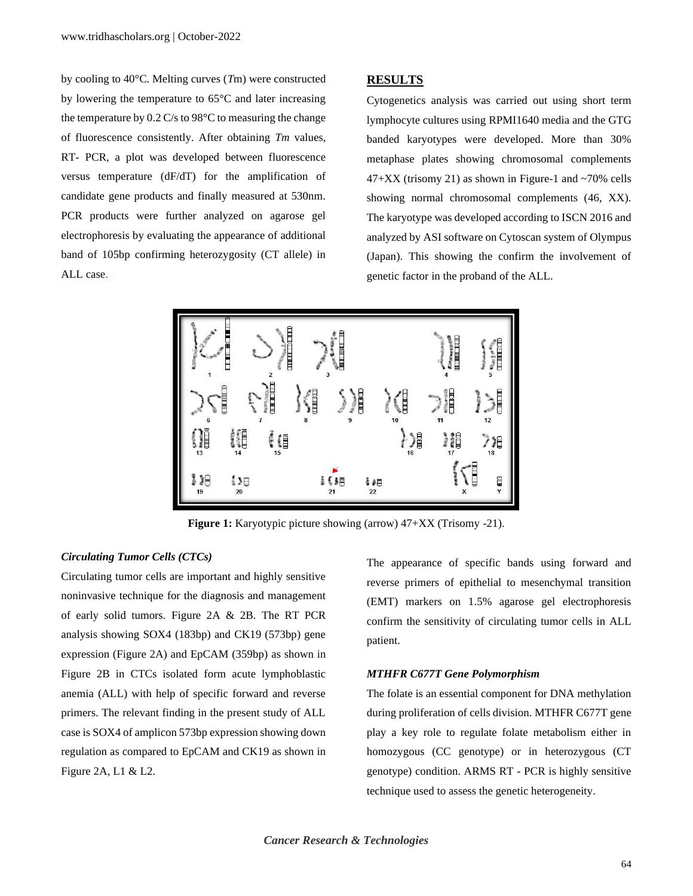by cooling to 40°C. Melting curves (*T*m) were constructed by lowering the temperature to 65°C and later increasing the temperature by 0.2 C/s to 98°C to measuring the change of fluorescence consistently. After obtaining *Tm* values, RT- PCR, a plot was developed between fluorescence versus temperature (dF/dT) for the amplification of candidate gene products and finally measured at 530nm. PCR products were further analyzed on agarose gel electrophoresis by evaluating the appearance of additional band of 105bp confirming heterozygosity (CT allele) in ALL case.

## RESULTS

Cytogenetics analysis was carried out using short term lymphocyte cultures using RPMI1640 media and the GTG banded karyotypes were developed. More than 30% metaphase plates showing chromosomal complements 47+XX (trisomy 21) as shown in Figure-1 and ~70% cells showing normal chromosomal complements (46, XX). The karyotype was developed according to ISCN 2016 and analyzed by ASI software on Cytoscan system of Olympus (Japan). This showing the confirm the involvement of genetic factor in the proband of the ALL.

**Figure 1:** Karyotypic picture showing (arrow) 47+XX (Trisomy -21).

### *Circulating Tumor Cells (CTCs)*

Circulating tumor cells are important and highly sensitive noninvasive technique for the diagnosis and management of early solid tumors. Figure 2A & 2B. The RT PCR analysis showing SOX4 (183bp) and CK19 (573bp) gene expression (Figure 2A) and EpCAM (359bp) as shown in Figure 2B in CTCs isolated form acute lymphoblastic anemia (ALL) with help of specific forward and reverse primers. The relevant finding in the present study of ALL case is SOX4 of amplicon 573bp expression showing down regulation as compared to EpCAM and CK19 as shown in Figure 2A, L1 & L2.

The appearance of specific bands using forward and reverse primers of epithelial to mesenchymal transition (EMT) markers on 1.5% agarose gel electrophoresis confirm the sensitivity of circulating tumor cells in ALL patient.

### *MTHFR C677T Gene Polymorphism*

The folate is an essential component for DNA methylation during proliferation of cells division. MTHFR C677T gene play a key role to regulate folate metabolism either in homozygous (CC genotype) or in heterozygous (CT genotype) condition. ARMS RT - PCR is highly sensitive technique used to assess the genetic heterogeneity.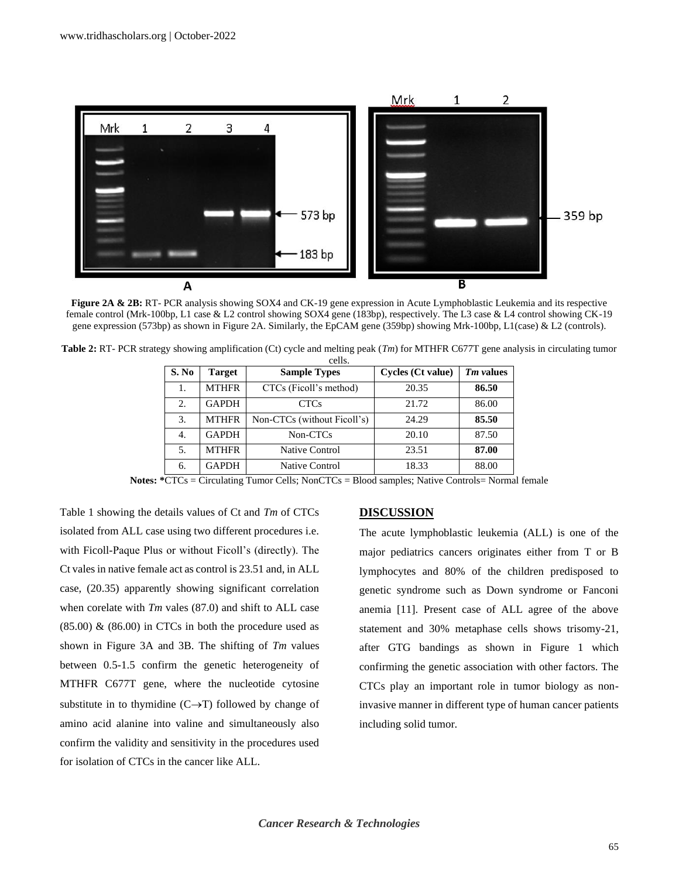**Figure 2A & 2B:** RT- PCR analysis showing SOX4 and CK-19 gene expression in Acute Lymphoblastic Leukemia and its respective female control (Mrk-100bp, L1 case & L2 control showing SOX4 gene (183bp), respectively. The L3 case & L4 control showing CK-19 gene expression (573bp) as shown in Figure 2A. Similarly, the EpCAM gene (359bp) showing Mrk-100bp, L1(case) & L2 (controls).

**Table 2:** RT- PCR strategy showing amplification (Ct) cycle and melting peak (*Tm*) for MTHFR C677T gene analysis in circulating tumor cells.

| S. No | Target | Sample Types | Cycles (Ct value) | *Tm* values |
|---|---|---|---|---|
| 1. | MTHFR | CTCs (Ficoll's method) | 20.35 | **86.50** |
| 2. | GAPDH | CTCs | 21.72 | 86.00 |
| 3. | MTHFR | Non-CTCs (without Ficoll's) | 24.29 | **85.50** |
| 4. | GAPDH | Non-CTCs | 20.10 | 87.50 |
| 5. | MTHFR | Native Control | 23.51 | **87.00** |
| 6. | GAPDH | Native Control | 18.33 | 88.00 |

**Notes:** *CTCs = Circulating Tumor Cells; NonCTCs = Blood samples; Native Controls= Normal female

Table 1 showing the details values of Ct and *Tm* of CTCs isolated from ALL case using two different procedures i.e. with Ficoll-Paque Plus or without Ficoll's (directly). The Ct vales in native female act as control is 23.51 and, in ALL case, (20.35) apparently showing significant correlation when corelate with *Tm* vales (87.0) and shift to ALL case (85.00) & (86.00) in CTCs in both the procedure used as shown in Figure 3A and 3B. The shifting of *Tm* values between 0.5-1.5 confirm the genetic heterogeneity of MTHFR C677T gene, where the nucleotide cytosine substitute in to thymidine ($C \rightarrow T$) followed by change of amino acid alanine into valine and simultaneously also confirm the validity and sensitivity in the procedures used for isolation of CTCs in the cancer like ALL.

## DISCUSSION

The acute lymphoblastic leukemia (ALL) is one of the major pediatrics cancers originates either from T or B lymphocytes and 80% of the children predisposed to genetic syndrome such as Down syndrome or Fanconi anemia [11]. Present case of ALL agree of the above statement and 30% metaphase cells shows trisomy-21, after GTG bandings as shown in Figure 1 which confirming the genetic association with other factors. The CTCs play an important role in tumor biology as non-invasive manner in different type of human cancer patients including solid tumor.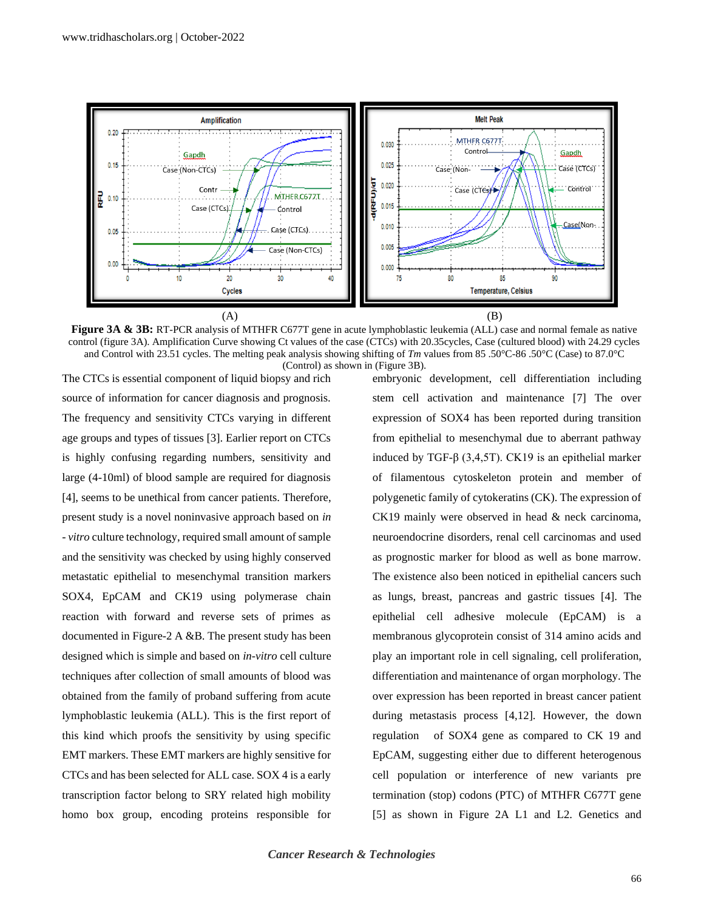(A) (B)

**Figure 3A & 3B:** RT-PCR analysis of MTHFR C677T gene in acute lymphoblastic leukemia (ALL) case and normal female as native control (figure 3A). Amplification Curve showing Ct values of the case (CTCs) with 20.35cycles, Case (cultured blood) with 24.29 cycles and Control with 23.51 cycles. The melting peak analysis showing shifting of *Tm* values from 85 .50°C-86 .50°C (Case) to 87.0°C (Control) as shown in (Figure 3B).

The CTCs is essential component of liquid biopsy and rich source of information for cancer diagnosis and prognosis. The frequency and sensitivity CTCs varying in different age groups and types of tissues [3]. Earlier report on CTCs is highly confusing regarding numbers, sensitivity and large (4-10ml) of blood sample are required for diagnosis [4], seems to be unethical from cancer patients. Therefore, present study is a novel noninvasive approach based on *in - vitro* culture technology, required small amount of sample and the sensitivity was checked by using highly conserved metastatic epithelial to mesenchymal transition markers SOX4, EpCAM and CK19 using polymerase chain reaction with forward and reverse sets of primes as documented in Figure-2 A &B. The present study has been designed which is simple and based on *in-vitro* cell culture techniques after collection of small amounts of blood was obtained from the family of proband suffering from acute lymphoblastic leukemia (ALL). This is the first report of this kind which proofs the sensitivity by using specific EMT markers. These EMT markers are highly sensitive for CTCs and has been selected for ALL case. SOX 4 is a early transcription factor belong to SRY related high mobility homo box group, encoding proteins responsible for embryonic development, cell differentiation including stem cell activation and maintenance [7] The over expression of SOX4 has been reported during transition from epithelial to mesenchymal due to aberrant pathway induced by TGF-β (3,4,5T). CK19 is an epithelial marker of filamentous cytoskeleton protein and member of polygenetic family of cytokeratins (CK). The expression of CK19 mainly were observed in head & neck carcinoma, neuroendocrine disorders, renal cell carcinomas and used as prognostic marker for blood as well as bone marrow. The existence also been noticed in epithelial cancers such as lungs, breast, pancreas and gastric tissues [4]. The epithelial cell adhesive molecule (EpCAM) is a membranous glycoprotein consist of 314 amino acids and play an important role in cell signaling, cell proliferation, differentiation and maintenance of organ morphology. The over expression has been reported in breast cancer patient during metastasis process [4,12]. However, the down regulation of SOX4 gene as compared to CK 19 and EpCAM, suggesting either due to different heterogenous cell population or interference of new variants pre termination (stop) codons (PTC) of MTHFR C677T gene [5] as shown in Figure 2A L1 and L2. Genetics and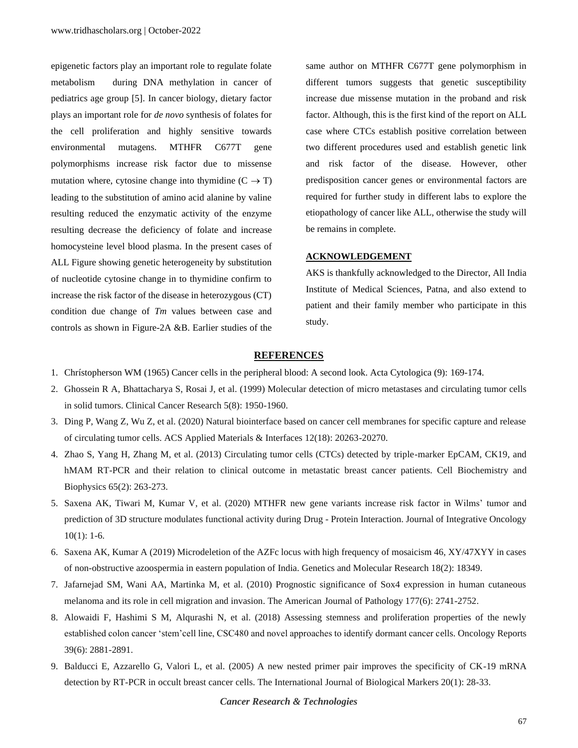epigenetic factors play an important role to regulate folate metabolism during DNA methylation in cancer of pediatrics age group [5]. In cancer biology, dietary factor plays an important role for *de novo* synthesis of folates for the cell proliferation and highly sensitive towards environmental mutagens. MTHFR C677T gene polymorphisms increase risk factor due to missense mutation where, cytosine change into thymidine (C $\rightarrow$ T) leading to the substitution of amino acid alanine by valine resulting reduced the enzymatic activity of the enzyme resulting decrease the deficiency of folate and increase homocysteine level blood plasma. In the present cases of ALL Figure showing genetic heterogeneity by substitution of nucleotide cytosine change in to thymidine confirm to increase the risk factor of the disease in heterozygous (CT) condition due change of *Tm* values between case and controls as shown in Figure-2A &B. Earlier studies of the same author on MTHFR C677T gene polymorphism in different tumors suggests that genetic susceptibility increase due missense mutation in the proband and risk factor. Although, this is the first kind of the report on ALL case where CTCs establish positive correlation between two different procedures used and establish genetic link and risk factor of the disease. However, other predisposition cancer genes or environmental factors are required for further study in different labs to explore the etiopathology of cancer like ALL, otherwise the study will be remains in complete.

## ACKNOWLEDGEMENT

AKS is thankfully acknowledged to the Director, All India Institute of Medical Sciences, Patna, and also extend to patient and their family member who participate in this study.

## REFERENCES

1. Chrístopherson WM (1965) Cancer cells in the peripheral blood: A second look. Acta Cytologica (9): 169-174.
2. Ghossein R A, Bhattacharya S, Rosai J, et al. (1999) Molecular detection of micro metastases and circulating tumor cells in solid tumors. Clinical Cancer Research 5(8): 1950-1960.
3. Ding P, Wang Z, Wu Z, et al. (2020) Natural biointerface based on cancer cell membranes for specific capture and release of circulating tumor cells. ACS Applied Materials & Interfaces 12(18): 20263-20270.
4. Zhao S, Yang H, Zhang M, et al. (2013) Circulating tumor cells (CTCs) detected by triple-marker EpCAM, CK19, and hMAM RT-PCR and their relation to clinical outcome in metastatic breast cancer patients. Cell Biochemistry and Biophysics 65(2): 263-273.
5. Saxena AK, Tiwari M, Kumar V, et al. (2020) MTHFR new gene variants increase risk factor in Wilms' tumor and prediction of 3D structure modulates functional activity during Drug - Protein Interaction. Journal of Integrative Oncology 10(1): 1-6.
6. Saxena AK, Kumar A (2019) Microdeletion of the AZFc locus with high frequency of mosaicism 46, XY/47XYY in cases of non-obstructive azoospermia in eastern population of India. Genetics and Molecular Research 18(2): 18349.
7. Jafarnejad SM, Wani AA, Martinka M, et al. (2010) Prognostic significance of Sox4 expression in human cutaneous melanoma and its role in cell migration and invasion. The American Journal of Pathology 177(6): 2741-2752.
8. Alowaidi F, Hashimi S M, Alqurashi N, et al. (2018) Assessing stemness and proliferation properties of the newly established colon cancer 'stem'cell line, CSC480 and novel approaches to identify dormant cancer cells. Oncology Reports 39(6): 2881-2891.
9. Balducci E, Azzarello G, Valori L, et al. (2005) A new nested primer pair improves the specificity of CK-19 mRNA detection by RT-PCR in occult breast cancer cells. The International Journal of Biological Markers 20(1): 28-33.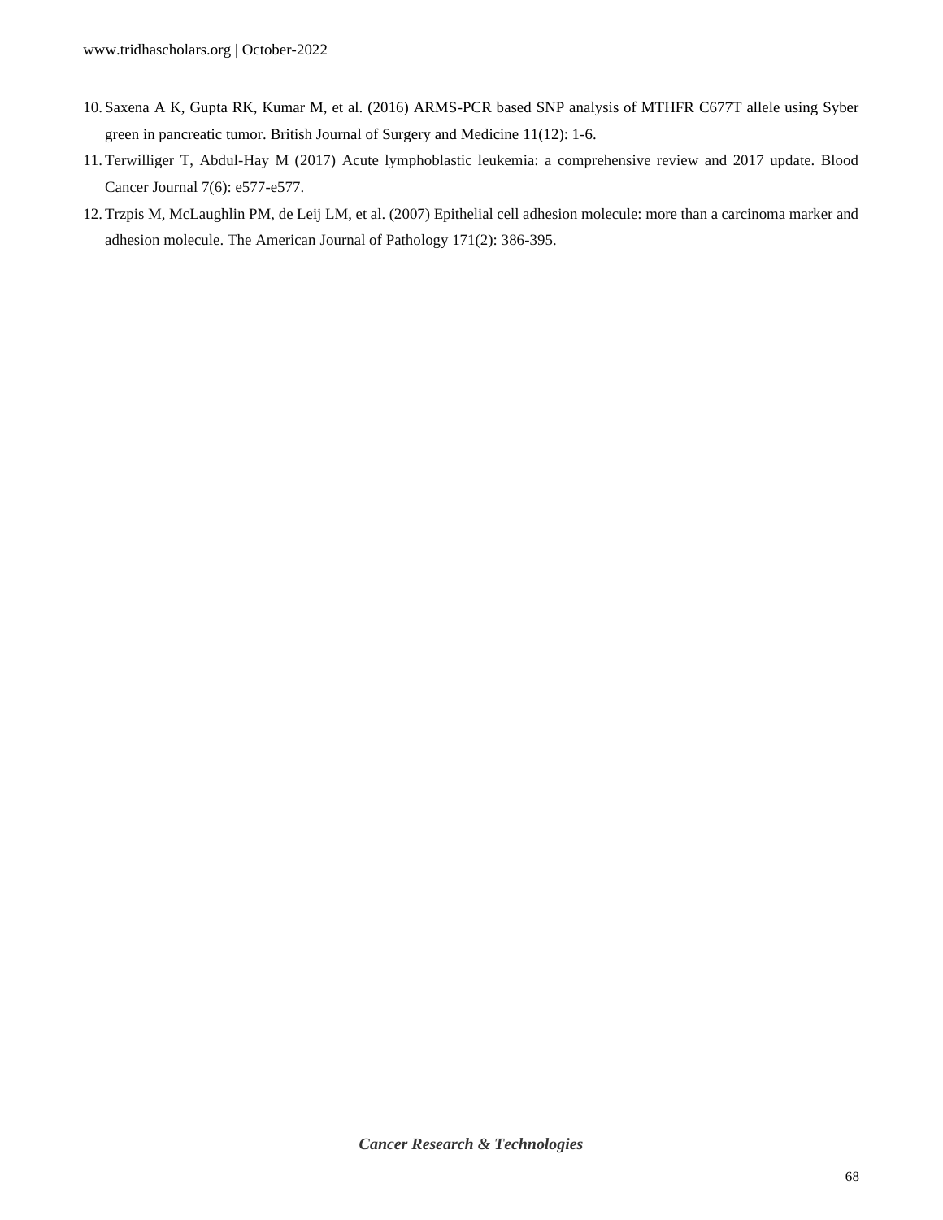10. Saxena A K, Gupta RK, Kumar M, et al. (2016) ARMS-PCR based SNP analysis of MTHFR C677T allele using Syber green in pancreatic tumor. British Journal of Surgery and Medicine 11(12): 1-6.
11. Terwilliger T, Abdul-Hay M (2017) Acute lymphoblastic leukemia: a comprehensive review and 2017 update. Blood Cancer Journal 7(6): e577-e577.
12. Trzpis M, McLaughlin PM, de Leij LM, et al. (2007) Epithelial cell adhesion molecule: more than a carcinoma marker and adhesion molecule. The American Journal of Pathology 171(2): 386-395.